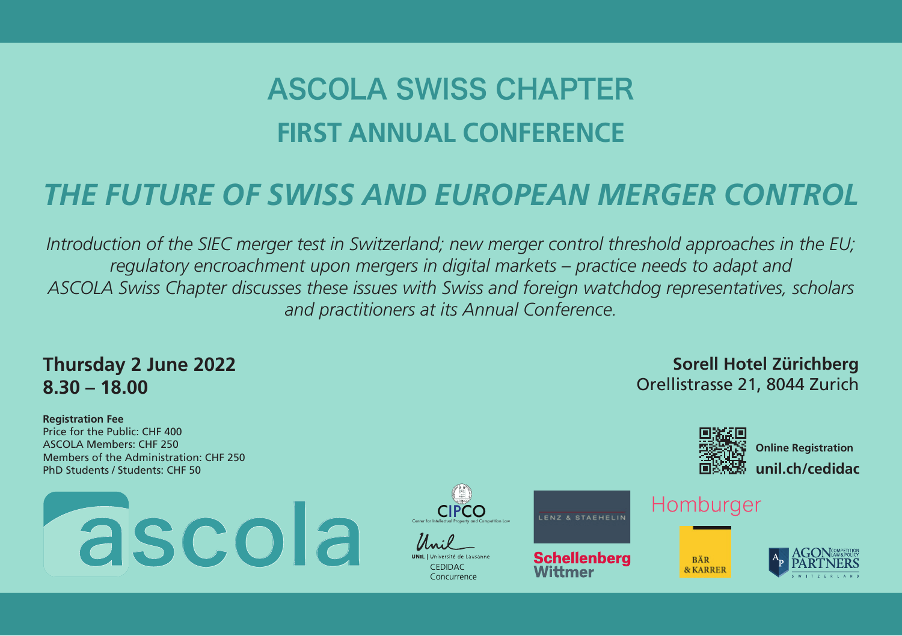# ASCOLA SWISS CHAPTER

## FIRST ANNUAL CONFERENCE

# *THE FUTURE OF SWISS AND EUROPEAN MERGER CONTROL*

*Introduction of the SIEC merger test in Switzerland; new merger control threshold approaches in the EU; regulatory encroachment upon mergers in digital markets – practice needs to adapt and ASCOLA Swiss Chapter discusses these issues with Swiss and foreign watchdog representatives, scholars and practitioners at its Annual Conference.*

**Thursday 2 June 2022**
**8.30 – 18.00**

**Sorell Hotel Zürichberg**
Orellistrasse 21, 8044 Zurich

**Registration Fee**
Price for the Public: CHF 400
ASCOLA Members: CHF 250
Members of the Administration: CHF 250
PhD Students / Students: CHF 50

**Online Registration**
**unil.ch/cedidac**

ascola

CIPCO
Center for Intellectual Property and Competition Law

UNIL | Université de Lausanne
CEDIDAC
Concurrence

LENZ & STAEHELIN

Schellenberg Wittmer

Homburger

BÄR & KARRER

AGON PARTNERS
COMPETITION LAW & POLICY
SWITZERLAND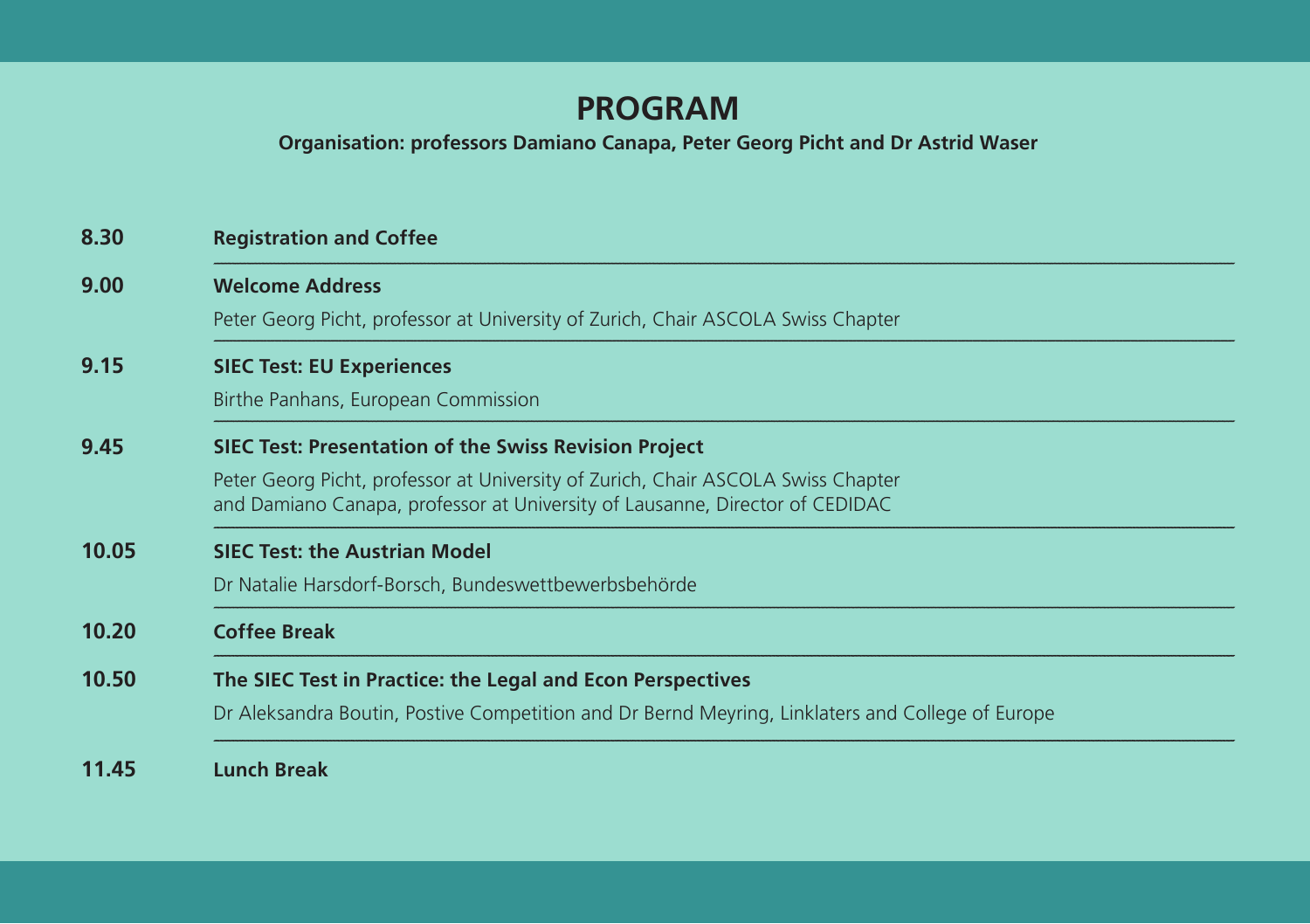# PROGRAM

**Organisation: professors Damiano Canapa, Peter Georg Picht and Dr Astrid Waser**

| | |
|---|---|
| **8.30** | **Registration and Coffee** |
| **9.00** | **Welcome Address**<br>Peter Georg Picht, professor at University of Zurich, Chair ASCOLA Swiss Chapter |
| **9.15** | **SIEC Test: EU Experiences**<br>Birthe Panhans, European Commission |
| **9.45** | **SIEC Test: Presentation of the Swiss Revision Project**<br>Peter Georg Picht, professor at University of Zurich, Chair ASCOLA Swiss Chapter and Damiano Canapa, professor at University of Lausanne, Director of CEDIDAC |
| **10.05** | **SIEC Test: the Austrian Model**<br>Dr Natalie Harsdorf-Borsch, Bundeswettbewerbsbehörde |
| **10.20** | **Coffee Break** |
| **10.50** | **The SIEC Test in Practice: the Legal and Econ Perspectives**<br>Dr Aleksandra Boutin, Postive Competition and Dr Bernd Meyring, Linklaters and College of Europe |
| **11.45** | **Lunch Break** |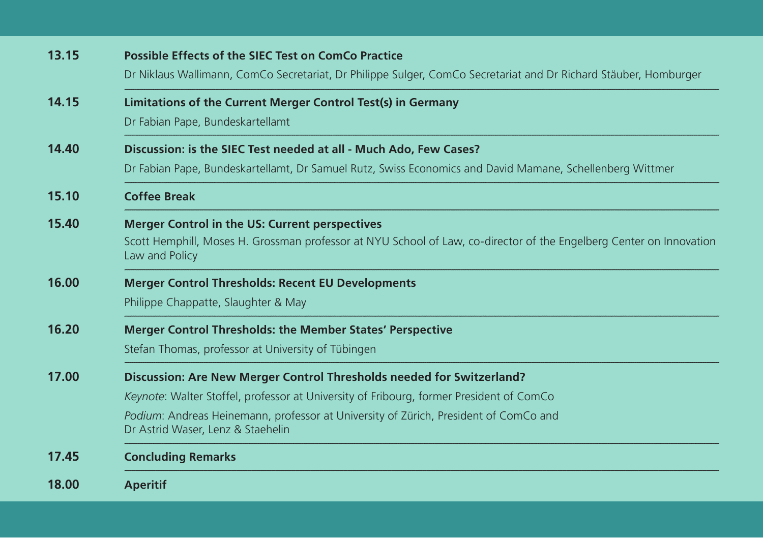**13.15** **Possible Effects of the SIEC Test on ComCo Practice**

Dr Niklaus Wallimann, ComCo Secretariat, Dr Philippe Sulger, ComCo Secretariat and Dr Richard Stäuber, Homburger

---

**14.15** **Limitations of the Current Merger Control Test(s) in Germany**

Dr Fabian Pape, Bundeskartellamt

---

**14.40** **Discussion: is the SIEC Test needed at all - Much Ado, Few Cases?**

Dr Fabian Pape, Bundeskartellamt, Dr Samuel Rutz, Swiss Economics and David Mamane, Schellenberg Wittmer

---

**15.10** **Coffee Break**

---

**15.40** **Merger Control in the US: Current perspectives**

Scott Hemphill, Moses H. Grossman professor at NYU School of Law, co-director of the Engelberg Center on Innovation Law and Policy

---

**16.00** **Merger Control Thresholds: Recent EU Developments**

Philippe Chappatte, Slaughter & May

---

**16.20** **Merger Control Thresholds: the Member States' Perspective**

Stefan Thomas, professor at University of Tübingen

---

**17.00** **Discussion: Are New Merger Control Thresholds needed for Switzerland?**

*Keynote*: Walter Stoffel, professor at University of Fribourg, former President of ComCo

*Podium*: Andreas Heinemann, professor at University of Zürich, President of ComCo and Dr Astrid Waser, Lenz & Staehelin

---

**17.45** **Concluding Remarks**

---

**18.00** **Aperitif**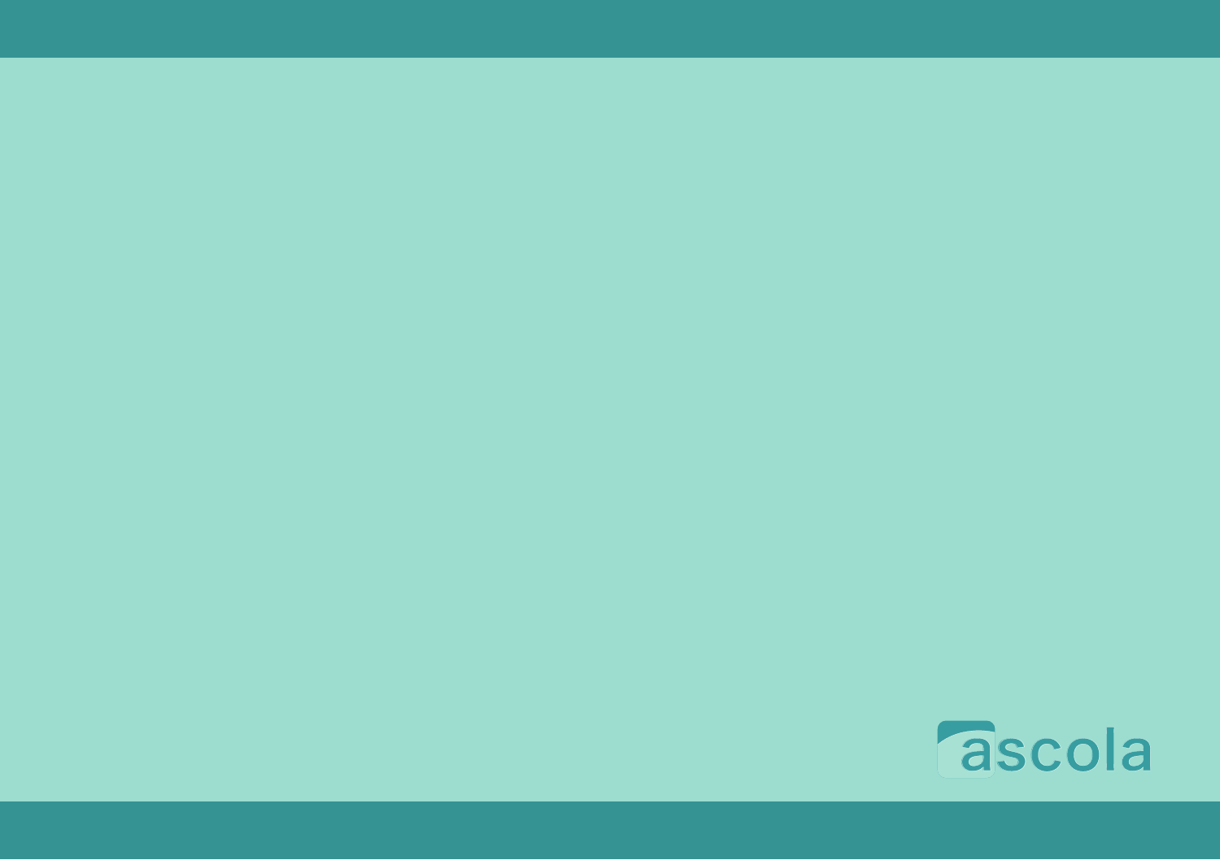ascola